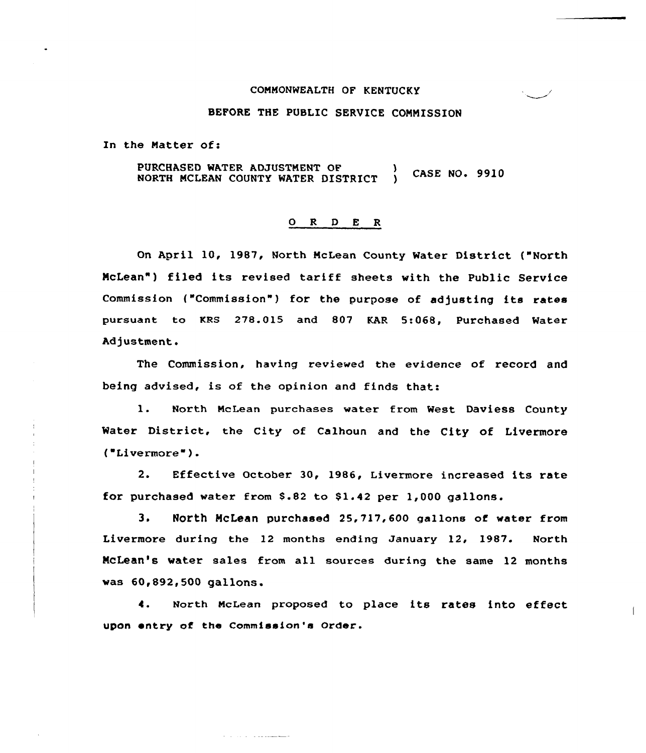COMMONWEALTH OF KENTUCKY

BEFORE THE PUBLIC SERVICE COMMISSION

In the Matter of:

PURCHASED WATER ADJUSTMENT OF NORTH MCLEAN COUNTY WATER DISTRICT ) CASE NO. 9910

## O R D E R

On April 10, 1987, North McLean County Water District ("North McLean") filed its revised tariff sheets with the Public Service Commission ("Commission") for the purpose of adjusting its rates pursuant to KRS 278.015 and 807 KAR 5:068, Purchased Water Adjustment.

The Commission, having reviewed the evidence of record and being advised, is of the opinion and finds that:

1. North McLean purchases water from West Daviess County Water District, the City of Calhoun and the City of Livermore ("Livermore").

2. Effective October 30, 1986, Livermore increased its rate for purchased water from $.82 to $1.42 per 1,000 gallons.

3. North McLean purchased 25,717,600 gallons of water from Livermore during the 12 months ending January 12, 1987. North McLean's water sales from all sources during the same 12 months was 60,892,500 gallons.

4. North McLean proposed to place its rates into effect upon entry of the Commission's Order.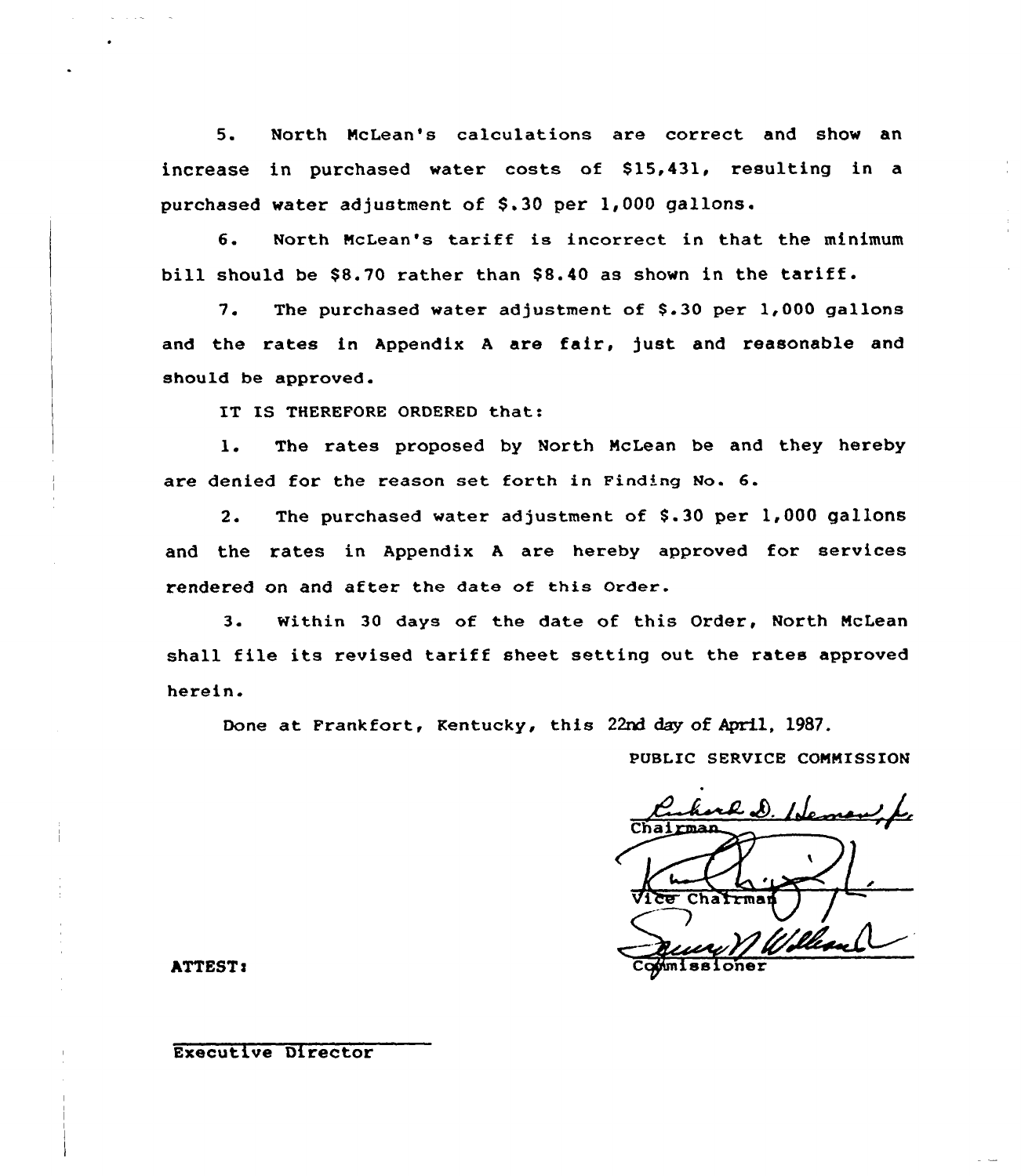5. North McLean's calculations are correct and show an increase in purchased water costs of $15,431, resulting in a purchased water adjustment of $.30 per 1,000 gallons.

6. North McLean's tariff is incorrect in that the minimum bill should be $8.70 rather than $8.40 as shown in the tariff.

7. The purchased water adjustment of $.30 per 1,000 gallons and the rates in Appendix A are fair, just and reasonable and should be approved.

IT IS THEREFORE ORDERED that:

1. The rates proposed by North McLean be and they hereby are denied for the reason set forth in Finding No. 6.

2. The purchased water adjustment of $.30 per 1,000 gallons and the rates in Appendix A are hereby approved for services rendered on and after the date of this Order.

3. Within 30 days of the date of this Order, North McLean shall file its revised tariff sheet setting out the rates approved herein.

Done at Frankfort, Kentucky, this 22nd day of April, 1987.

PUBLIC SERVICE COMMISSION

Chairman

Vice Chairman

Commissioner

ATTEST:

Executive Director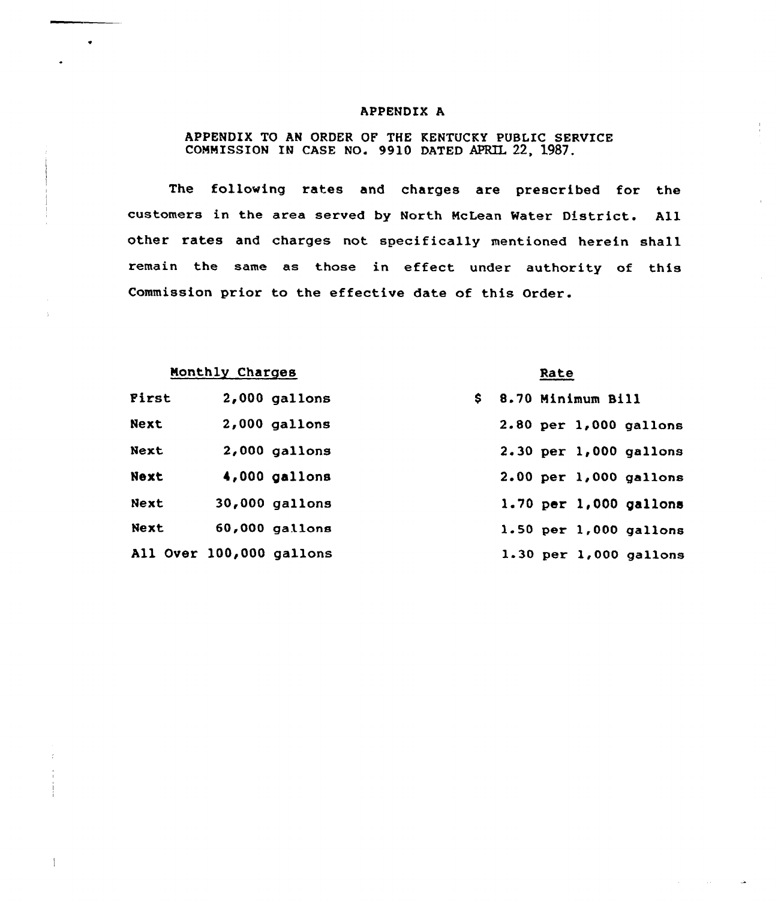# APPENDIX A

APPENDIX TO AN ORDER OF THE KENTUCKY PUBLIC SERVICE COMMISSION IN CASE NO. 9910 DATED APRIL 22, 1987.

The following rates and charges are prescribed for the customers in the area served by North McLean Water District. All other rates and charges not specifically mentioned herein shall remain the same as those in effect under authority of this Commission prior to the effective date of this Order.

| Monthly Charges | | Rate |
|---|---|---|
| First | 2,000 gallons | $ 8.70 Minimum Bill |
| Next | 2,000 gallons | 2.80 per 1,000 gallons |
| Next | 2,000 gallons | 2.30 per 1,000 gallons |
| Next | 4,000 gallons | 2.00 per 1,000 gallons |
| Next | 30,000 gallons | 1.70 per 1,000 gallons |
| Next | 60,000 gallons | 1.50 per 1,000 gallons |
| All Over | 100,000 gallons | 1.30 per 1,000 gallons |